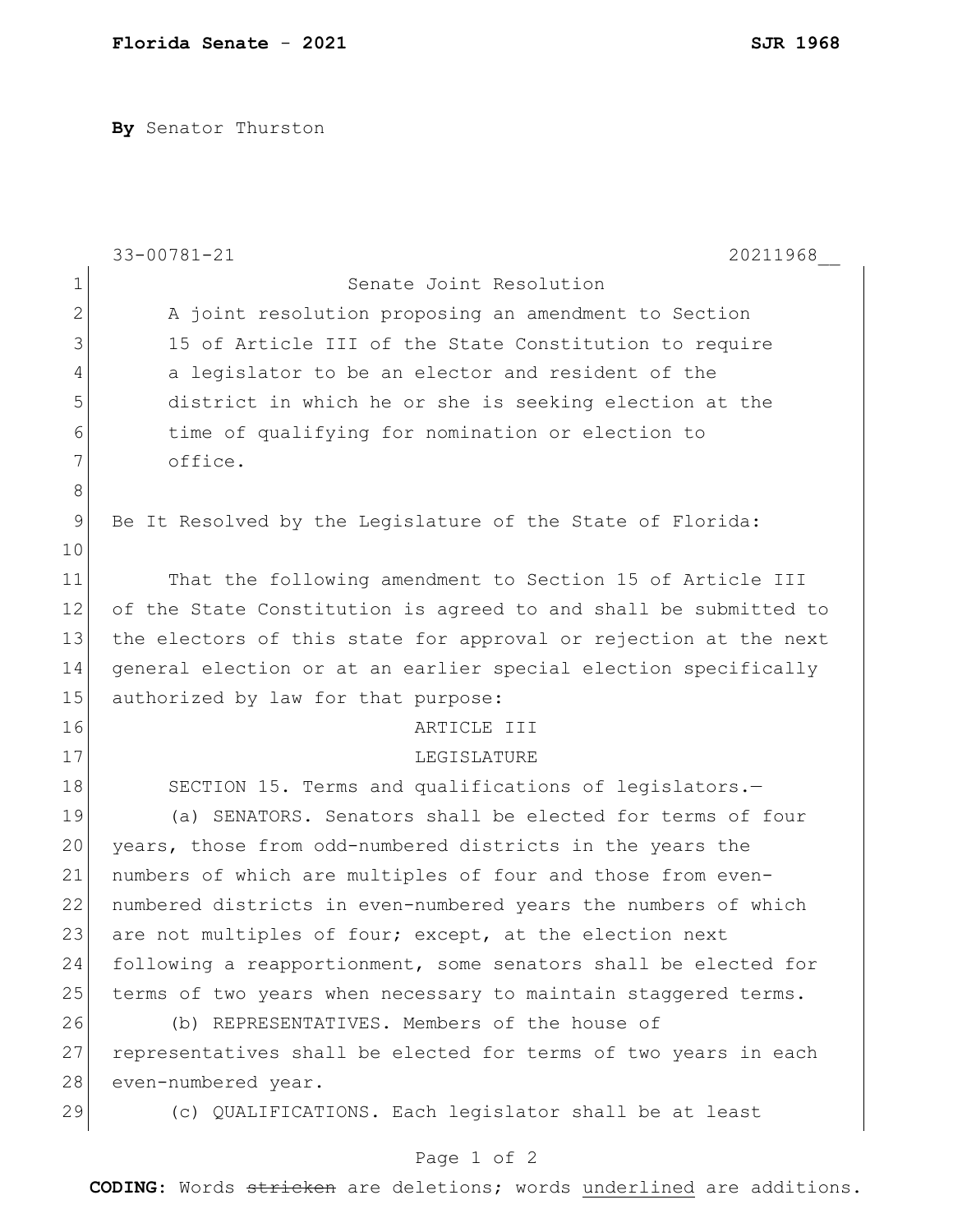**By** Senator Thurston

33-00781-21 20211968__

Senate Joint Resolution

A joint resolution proposing an amendment to Section 15 of Article III of the State Constitution to require a legislator to be an elector and resident of the district in which he or she is seeking election at the time of qualifying for nomination or election to office.

Be It Resolved by the Legislature of the State of Florida:

That the following amendment to Section 15 of Article III of the State Constitution is agreed to and shall be submitted to the electors of this state for approval or rejection at the next general election or at an earlier special election specifically authorized by law for that purpose:

ARTICLE III

LEGISLATURE

SECTION 15. Terms and qualifications of legislators.—

(a) SENATORS. Senators shall be elected for terms of four years, those from odd-numbered districts in the years the numbers of which are multiples of four and those from even-numbered districts in even-numbered years the numbers of which are not multiples of four; except, at the election next following a reapportionment, some senators shall be elected for terms of two years when necessary to maintain staggered terms.

(b) REPRESENTATIVES. Members of the house of representatives shall be elected for terms of two years in each even-numbered year.

(c) QUALIFICATIONS. Each legislator shall be at least

**CODING:** Words ~~stricken~~ are deletions; words <u>underlined</u> are additions.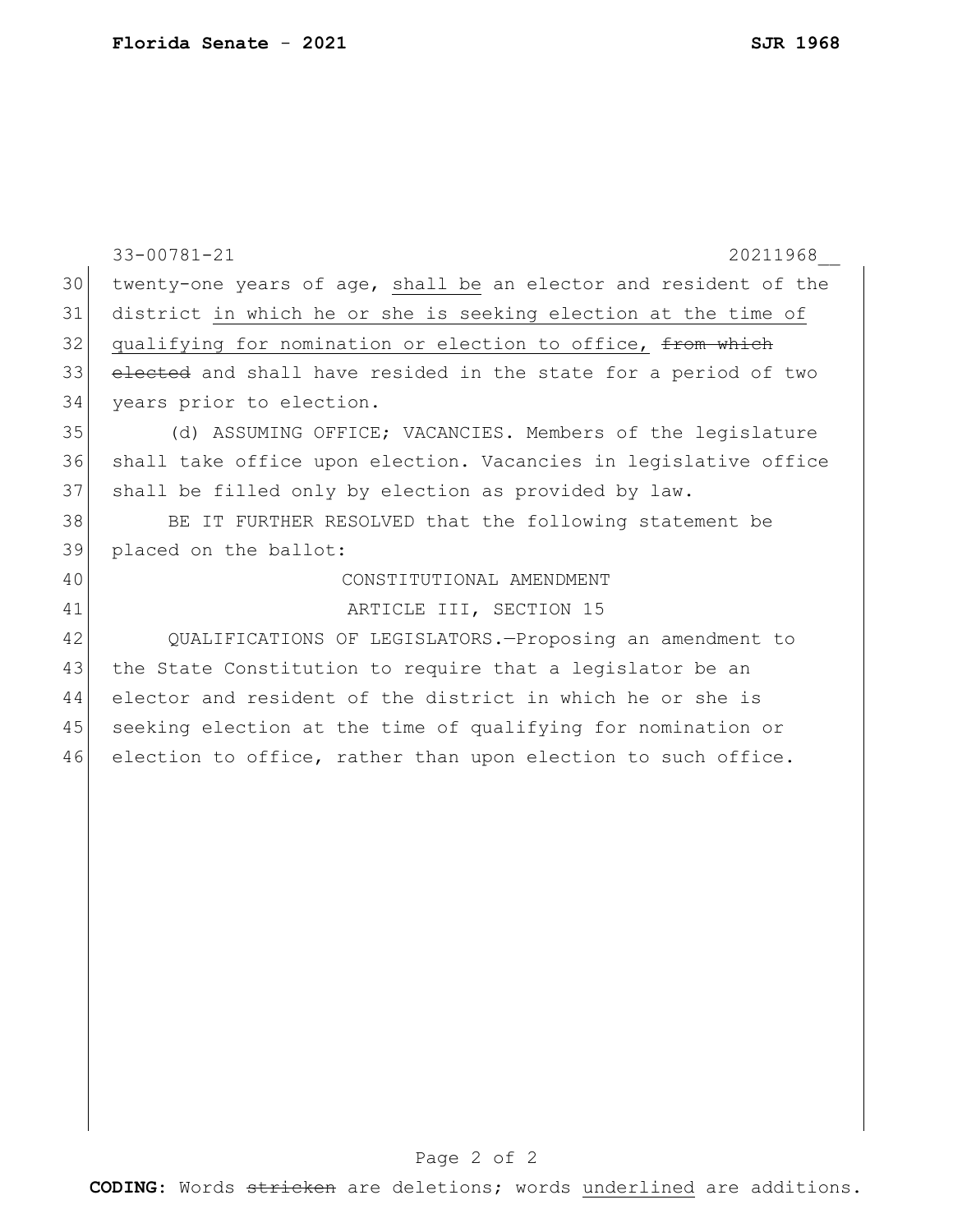33-00781-21 20211968__

twenty-one years of age, <u>shall be</u> an elector and resident of the district <u>in which he or she is seeking election at the time of qualifying for nomination or election to office,</u> ~~from which elected~~ and shall have resided in the state for a period of two years prior to election.

(d) ASSUMING OFFICE; VACANCIES. Members of the legislature shall take office upon election. Vacancies in legislative office shall be filled only by election as provided by law.

BE IT FURTHER RESOLVED that the following statement be placed on the ballot:

CONSTITUTIONAL AMENDMENT

ARTICLE III, SECTION 15

QUALIFICATIONS OF LEGISLATORS.—Proposing an amendment to the State Constitution to require that a legislator be an elector and resident of the district in which he or she is seeking election at the time of qualifying for nomination or election to office, rather than upon election to such office.

**CODING:** Words ~~stricken~~ are deletions; words <u>underlined</u> are additions.